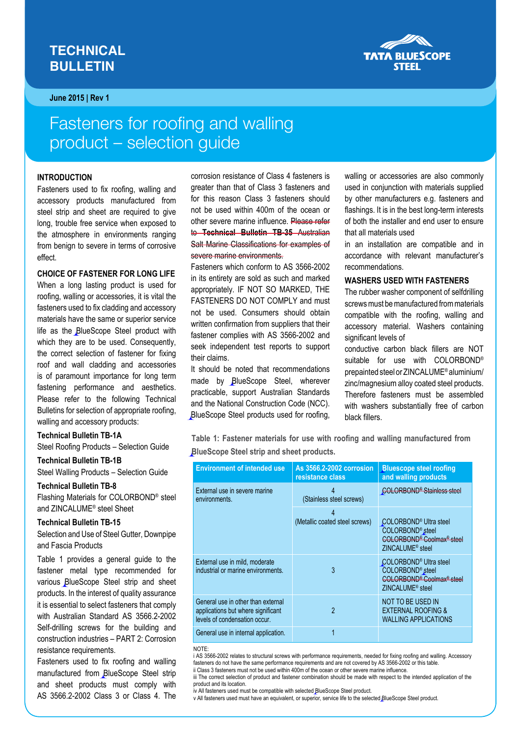# TECHNICAL BULLETIN

June 2015 | Rev 1

# Fasteners for roofing and walling product – selection guide

## INTRODUCTION

Fasteners used to fix roofing, walling and accessory products manufactured from steel strip and sheet are required to give long, trouble free service when exposed to the atmosphere in environments ranging from benign to severe in terms of corrosive effect.

## CHOICE OF FASTENER FOR LONG LIFE

When a long lasting product is used for roofing, walling or accessories, it is vital the fasteners used to fix cladding and accessory materials have the same or superior service life as the BlueScope Steel product with which they are to be used. Consequently, the correct selection of fastener for fixing roof and wall cladding and accessories is of paramount importance for long term fastening performance and aesthetics. Please refer to the following Technical Bulletins for selection of appropriate roofing, walling and accessory products:

**Technical Bulletin TB-1A**
Steel Roofing Products – Selection Guide

**Technical Bulletin TB-1B**
Steel Walling Products – Selection Guide

**Technical Bulletin TB-8**
Flashing Materials for COLORBOND® steel and ZINCALUME® steel Sheet

**Technical Bulletin TB-15**
Selection and Use of Steel Gutter, Downpipe and Fascia Products

Table 1 provides a general guide to the fastener metal type recommended for various BlueScope Steel strip and sheet products. In the interest of quality assurance it is essential to select fasteners that comply with Australian Standard AS 3566.2-2002 Self-drilling screws for the building and construction industries – PART 2: Corrosion resistance requirements.

Fasteners used to fix roofing and walling manufactured from BlueScope Steel strip and sheet products must comply with AS 3566.2-2002 Class 3 or Class 4. The corrosion resistance of Class 4 fasteners is greater than that of Class 3 fasteners and for this reason Class 3 fasteners should not be used within 400m of the ocean or other severe marine influence. ~~Please refer to **Technical Bulletin TB-35** Australian Salt Marine Classifications for examples of severe marine environments.~~

Fasteners which conform to AS 3566-2002 in its entirety are sold as such and marked appropriately. IF NOT SO MARKED, THE FASTENERS DO NOT COMPLY and must not be used. Consumers should obtain written confirmation from suppliers that their fastener complies with AS 3566-2002 and seek independent test reports to support their claims.

It should be noted that recommendations made by BlueScope Steel, wherever practicable, support Australian Standards and the National Construction Code (NCC). BlueScope Steel products used for roofing, walling or accessories are also commonly used in conjunction with materials supplied by other manufacturers e.g. fasteners and flashings. It is in the best long-term interests of both the installer and end user to ensure that all materials used

in an installation are compatible and in accordance with relevant manufacturer's recommendations.

## WASHERS USED WITH FASTENERS

The rubber washer component of selfdrilling screws must be manufactured from materials compatible with the roofing, walling and accessory material. Washers containing significant levels of

conductive carbon black fillers are NOT suitable for use with COLORBOND® prepainted steel or ZINCALUME® aluminium/zinc/magnesium alloy coated steel products. Therefore fasteners must be assembled with washers substantially free of carbon black fillers.

**Table 1: Fastener materials for use with roofing and walling manufactured from BlueScope Steel strip and sheet products.**

| Environment of intended use | As 3566.2-2002 corrosion resistance class | Bluescope steel roofing and walling products |
|---|---|---|
| External use in severe marine environments. | 4<br>(Stainless steel screws) | ~~COLORBOND® Stainless steel~~ |
| | 4<br>(Metallic coated steel screws) | COLORBOND® Ultra steel<br>COLORBOND® steel<br>~~COLORBOND® Coolmax® steel~~<br>ZINCALUME® steel |
| External use in mild, moderate industrial or marine environments. | 3 | COLORBOND® Ultra steel<br>COLORBOND® steel<br>~~COLORBOND® Coolmax® steel~~<br>ZINCALUME® steel |
| General use in other than external applications but where significant levels of condensation occur. | 2 | NOT TO BE USED IN EXTERNAL ROOFING & WALLING APPLICATIONS |
| General use in internal application. | 1 | |

NOTE:
i AS 3566-2002 relates to structural screws with performance requirements, needed for fixing roofing and walling. Accessory fasteners do not have the same performance requirements and are not covered by AS 3566-2002 or this table.
ii Class 3 fasteners must not be used within 400m of the ocean or other severe marine influence.
iii The correct selection of product and fastener combination should be made with respect to the intended application of the product and its location.
iv All fasteners used must be compatible with selected BlueScope Steel product.
v All fasteners used must have an equivalent, or superior, service life to the selected BlueScope Steel product.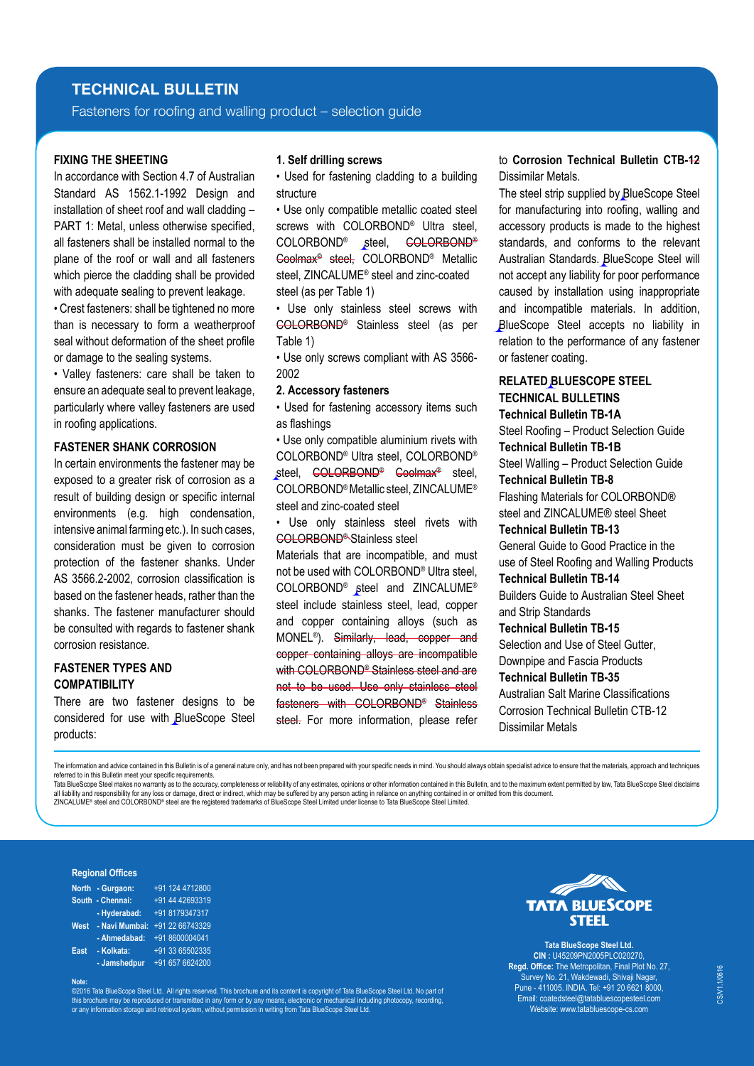# TECHNICAL BULLETIN

Fasteners for roofing and walling product – selection guide

### FIXING THE SHEETING

In accordance with Section 4.7 of Australian Standard AS 1562.1-1992 Design and installation of sheet roof and wall cladding – PART 1: Metal, unless otherwise specified, all fasteners shall be installed normal to the plane of the roof or wall and all fasteners which pierce the cladding shall be provided with adequate sealing to prevent leakage.

- Crest fasteners: shall be tightened no more than is necessary to form a weatherproof seal without deformation of the steel profile or damage to the sealing systems.
- Valley fasteners: care shall be taken to ensure an adequate seal to prevent leakage, particularly where valley fasteners are used in roofing applications.

### FASTENER SHANK CORROSION

In certain environments the fastener may be exposed to a greater risk of corrosion as a result of building design or specific internal environments (e.g. high condensation, intensive animal farming etc.). In such cases, consideration must be given to corrosion protection of the fastener shanks. Under AS 3566.2-2002, corrosion classification is based on the fastener heads, rather than the shanks. The fastener manufacturer should be consulted with regards to fastener shank corrosion resistance.

### FASTENER TYPES AND COMPATIBILITY

There are two fastener designs to be considered for use with BlueScope Steel products:

**1. Self drilling screws**

- Used for fastening cladding to a building structure
- Use only compatible metallic coated steel screws with COLORBOND® Ultra steel, COLORBOND® steel, ~~COLORBOND® Coolmax® steel,~~ COLORBOND® Metallic steel, ZINCALUME® steel and zinc-coated steel (as per Table 1)
- Use only stainless steel screws with ~~COLORBOND®~~ Stainless steel (as per Table 1)
- Use only screws compliant with AS 3566-2002

**2. Accessory fasteners**

- Used for fastening accessory items such as flashings
- Use only compatible aluminium rivets with COLORBOND® Ultra steel, COLORBOND® steel, ~~COLORBOND® Coolmax®~~ steel, COLORBOND® Metallic steel, ZINCALUME® steel and zinc-coated steel
- Use only stainless steel rivets with ~~COLORBOND®~~ Stainless steel

Materials that are incompatible, and must not be used with COLORBOND® Ultra steel, COLORBOND® steel and ZINCALUME® steel include stainless steel, lead, copper and copper containing alloys (such as MONEL®). ~~Similarly, lead, copper and copper containing alloys are incompatible with COLORBOND® Stainless steel and are not to be used. Use only stainless steel fasteners with COLORBOND® Stainless steel.~~ For more information, please refer to **Corrosion Technical Bulletin CTB-~~12~~** Dissimilar Metals.

The steel strip supplied by BlueScope Steel for manufacturing into roofing, walling and accessory products is made to the highest standards, and conforms to the relevant Australian Standards. BlueScope Steel will not accept any liability for poor performance caused by installation using inappropriate and incompatible materials. In addition, BlueScope Steel accepts no liability in relation to the performance of any fastener or fastener coating.

### RELATED BLUESCOPE STEEL TECHNICAL BULLETINS

**Technical Bulletin TB-1A**
Steel Roofing – Product Selection Guide

**Technical Bulletin TB-1B**
Steel Walling – Product Selection Guide

**Technical Bulletin TB-8**
Flashing Materials for COLORBOND® steel and ZINCALUME® steel Sheet

**Technical Bulletin TB-13**
General Guide to Good Practice in the use of Steel Roofing and Walling Products

**Technical Bulletin TB-14**
Builders Guide to Australian Steel Sheet and Strip Standards

**Technical Bulletin TB-15**
Selection and Use of Steel Gutter, Downpipe and Fascia Products

**Technical Bulletin TB-35**
Australian Salt Marine Classifications

Corrosion Technical Bulletin CTB-12
Dissimilar Metals

The information and advice contained in this Bulletin is of a general nature only, and has not been prepared with your specific needs in mind. You should always obtain specialist advice to ensure that the materials, approach and techniques referred to in this Bulletin meet your specific requirements.
Tata BlueScope Steel makes no warranty as to the accuracy, completeness or reliability of any estimates, opinions or other information contained in this Bulletin, and to the maximum extent permitted by law, Tata BlueScope Steel disclaims all liability and responsibility for any loss or damage, direct or indirect, which may be suffered by any person acting in reliance on anything contained in or omitted from this document.
ZINCALUME® steel and COLORBOND® steel are the registered trademarks of BlueScope Steel Limited under license to Tata BlueScope Steel Limited.

**Regional Offices**

| | | |
|---|---|---|
| **North** | **- Gurgaon:** | +91 124 4712800 |
| **South** | **- Chennai:** | +91 44 42693319 |
| | **- Hyderabad:** | +91 8179347317 |
| **West** | **- Navi Mumbai:** | +91 22 66743329 |
| | **- Ahmedabad:** | +91 8600004041 |
| **East** | **- Kolkata:** | +91 33 65502335 |
| | **- Jamshedpur** | +91 657 6624200 |

**Note:**
©2016 Tata BlueScope Steel Ltd. All rights reserved. This brochure and its content is copyright of Tata BlueScope Steel Ltd. No part of this brochure may be reproduced or transmitted in any form or by any means, electronic or mechanical including photocopy, recording, or any information storage and retrieval system, without permission in writing from Tata BlueScope Steel Ltd.

TATA BLUESCOPE STEEL

**Tata BlueScope Steel Ltd.**
**CIN :** U45209PN2005PLC020270,
**Regd. Office:** The Metropolitan, Final Plot No. 27, Survey No. 21, Wakdewadi, Shivaji Nagar, Pune - 411005. INDIA. Tel: +91 20 6621 8000,
Email: coatedsteel@tatabluescopesteel.com
Website: www.tatabluescope-cs.com

CS/V1.1/0616